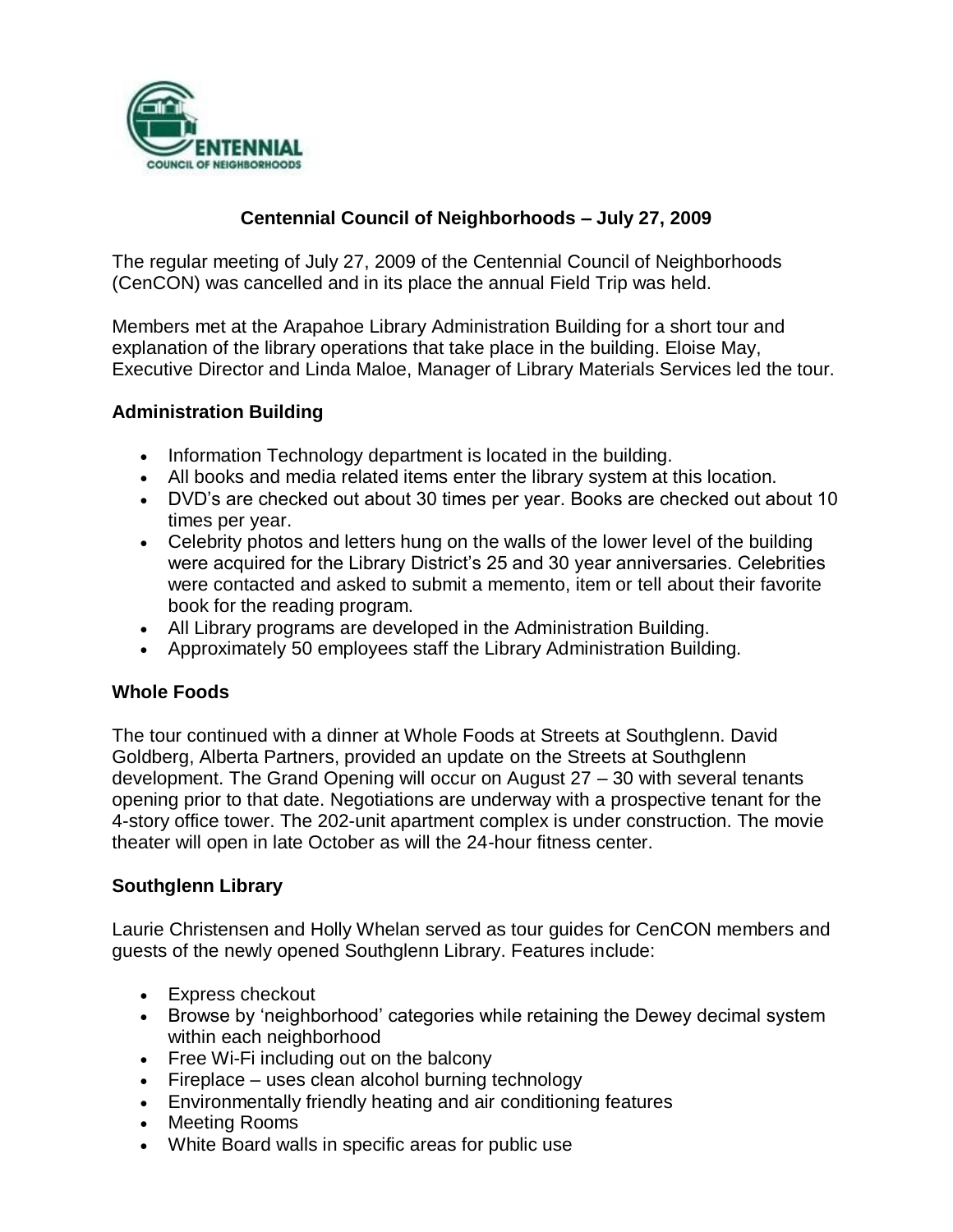CENTENNIAL
COUNCIL OF NEIGHBORHOODS

# Centennial Council of Neighborhoods – July 27, 2009

The regular meeting of July 27, 2009 of the Centennial Council of Neighborhoods (CenCON) was cancelled and in its place the annual Field Trip was held.

Members met at the Arapahoe Library Administration Building for a short tour and explanation of the library operations that take place in the building. Eloise May, Executive Director and Linda Maloe, Manager of Library Materials Services led the tour.

## Administration Building

- Information Technology department is located in the building.
- All books and media related items enter the library system at this location.
- DVD's are checked out about 30 times per year. Books are checked out about 10 times per year.
- Celebrity photos and letters hung on the walls of the lower level of the building were acquired for the Library District's 25 and 30 year anniversaries. Celebrities were contacted and asked to submit a memento, item or tell about their favorite book for the reading program.
- All Library programs are developed in the Administration Building.
- Approximately 50 employees staff the Library Administration Building.

## Whole Foods

The tour continued with a dinner at Whole Foods at Streets at Southglenn. David Goldberg, Alberta Partners, provided an update on the Streets at Southglenn development. The Grand Opening will occur on August 27 – 30 with several tenants opening prior to that date. Negotiations are underway with a prospective tenant for the 4-story office tower. The 202-unit apartment complex is under construction. The movie theater will open in late October as will the 24-hour fitness center.

## Southglenn Library

Laurie Christensen and Holly Whelan served as tour guides for CenCON members and guests of the newly opened Southglenn Library. Features include:

- Express checkout
- Browse by 'neighborhood' categories while retaining the Dewey decimal system within each neighborhood
- Free Wi-Fi including out on the balcony
- Fireplace – uses clean alcohol burning technology
- Environmentally friendly heating and air conditioning features
- Meeting Rooms
- White Board walls in specific areas for public use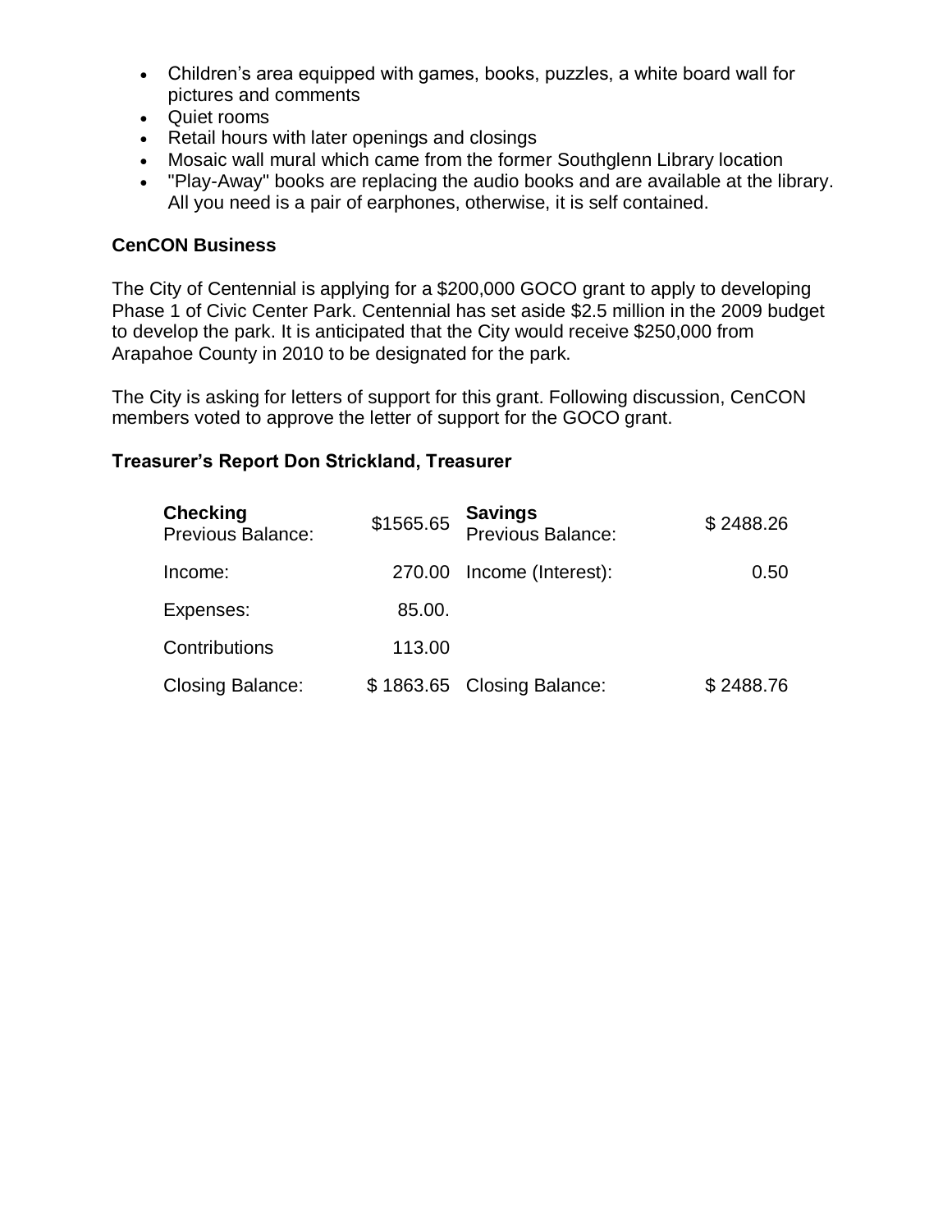- Children's area equipped with games, books, puzzles, a white board wall for pictures and comments
- Quiet rooms
- Retail hours with later openings and closings
- Mosaic wall mural which came from the former Southglenn Library location
- "Play-Away" books are replacing the audio books and are available at the library. All you need is a pair of earphones, otherwise, it is self contained.

**CenCON Business**

The City of Centennial is applying for a $200,000 GOCO grant to apply to developing Phase 1 of Civic Center Park. Centennial has set aside $2.5 million in the 2009 budget to develop the park. It is anticipated that the City would receive $250,000 from Arapahoe County in 2010 to be designated for the park.

The City is asking for letters of support for this grant. Following discussion, CenCON members voted to approve the letter of support for the GOCO grant.

**Treasurer's Report Don Strickland, Treasurer**

| | | | |
|---|---|---|---|
| **Checking** Previous Balance: | $1565.65 | **Savings** Previous Balance: | $ 2488.26 |
| Income: | 270.00 | Income (Interest): | 0.50 |
| Expenses: | 85.00. | | |
| Contributions | 113.00 | | |
| Closing Balance: | $ 1863.65 | Closing Balance: | $ 2488.76 |